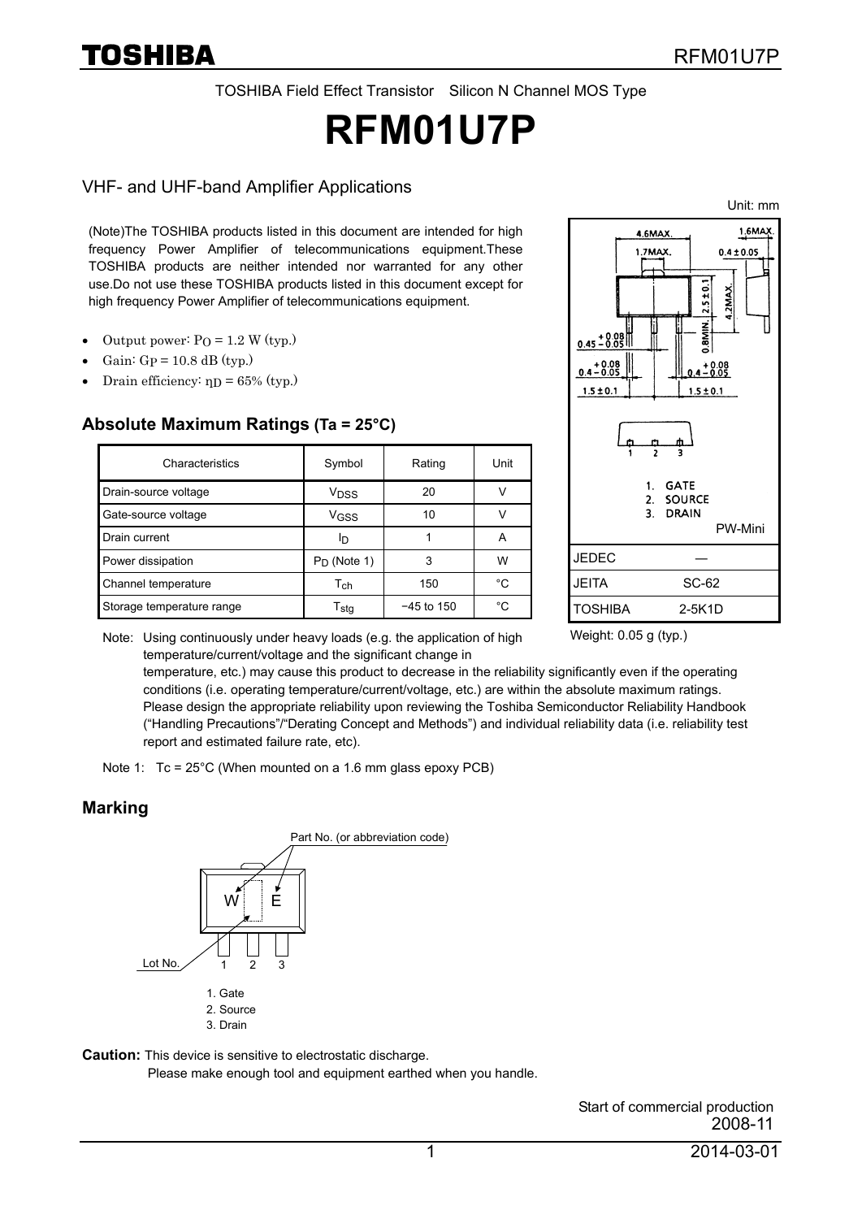TOSHIBA Field Effect Transistor Silicon N Channel MOS Type

# RFM01U7P

## VHF- and UHF-band Amplifier Applications

Unit: mm

(Note)The TOSHIBA products listed in this document are intended for high frequency Power Amplifier of telecommunications equipment.These TOSHIBA products are neither intended nor warranted for any other use.Do not use these TOSHIBA products listed in this document except for high frequency Power Amplifier of telecommunications equipment.

- Output power: $P_O$ = 1.2 W (typ.)
- Gain: $G_P$ = 10.8 dB (typ.)
- Drain efficiency: $\eta_D$ = 65% (typ.)

1. GATE
2. SOURCE
3. DRAIN

PW-Mini

| JEDEC | ― |
|---|---|
| JEITA | SC-62 |
| TOSHIBA | 2-5K1D |

Weight: 0.05 g (typ.)

### Absolute Maximum Ratings (Ta = 25°C)

| Characteristics | Symbol | Rating | Unit |
|---|---|---|---|
| Drain-source voltage | $V_{DSS}$ | 20 | V |
| Gate-source voltage | $V_{GSS}$ | 10 | V |
| Drain current | $I_D$ | 1 | A |
| Power dissipation | $P_D$ (Note 1) | 3 | W |
| Channel temperature | $T_{ch}$ | 150 | °C |
| Storage temperature range | $T_{stg}$ | −45 to 150 | °C |

Note: Using continuously under heavy loads (e.g. the application of high temperature/current/voltage and the significant change in temperature, etc.) may cause this product to decrease in the reliability significantly even if the operating conditions (i.e. operating temperature/current/voltage, etc.) are within the absolute maximum ratings. Please design the appropriate reliability upon reviewing the Toshiba Semiconductor Reliability Handbook ("Handling Precautions"/"Derating Concept and Methods") and individual reliability data (i.e. reliability test report and estimated failure rate, etc).

Note 1: Tc = 25°C (When mounted on a 1.6 mm glass epoxy PCB)

### Marking

Part No. (or abbreviation code)

W E

Lot No.

1 2 3

1. Gate
2. Source
3. Drain

**Caution:** This device is sensitive to electrostatic discharge.
Please make enough tool and equipment earthed when you handle.

Start of commercial production
2008-11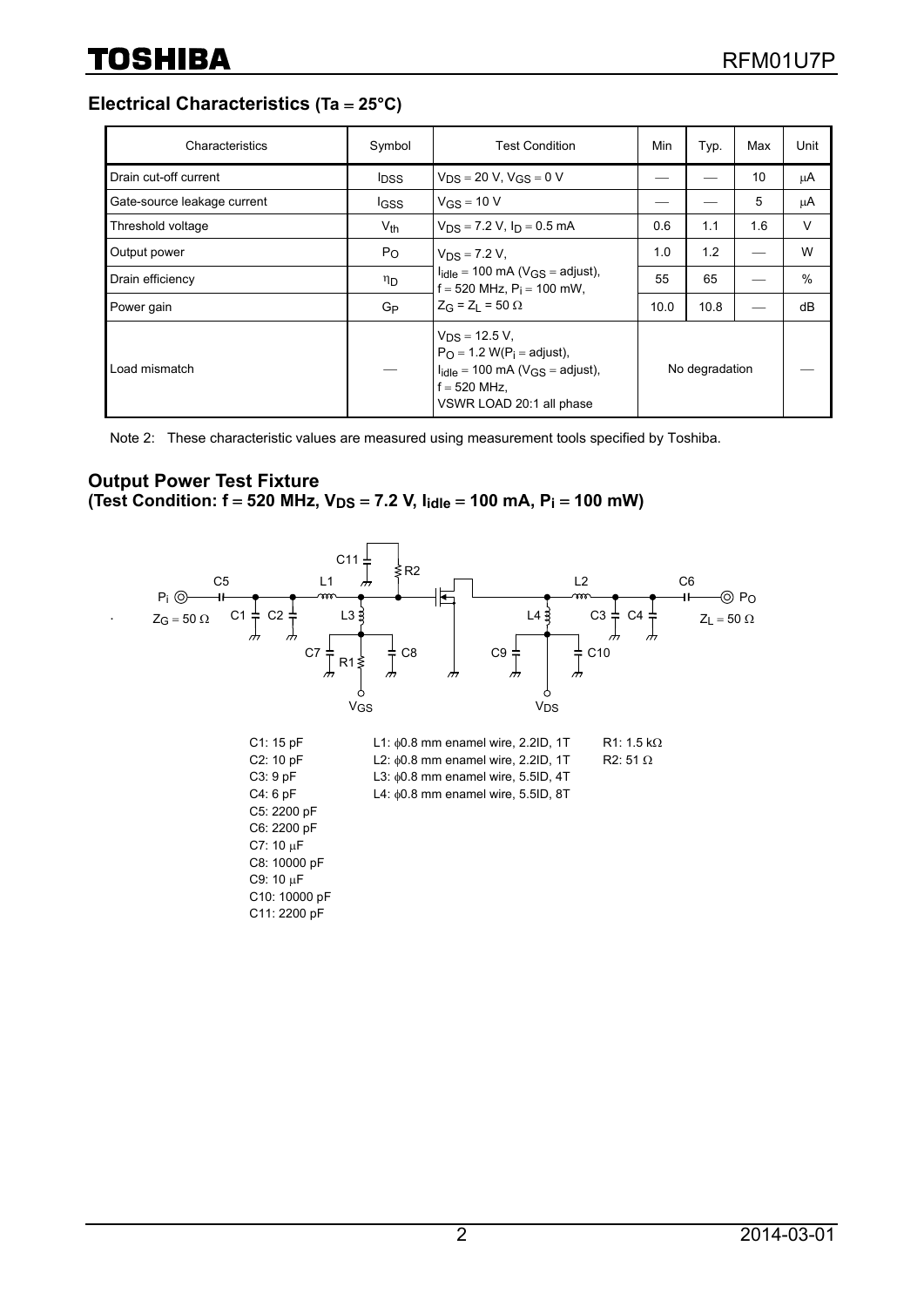## Electrical Characteristics (Ta = 25°C)

| Characteristics | Symbol | Test Condition | Min | Typ. | Max | Unit |
|---|---|---|---|---|---|---|
| Drain cut-off current | $I_{DSS}$ | $V_{DS}$ = 20 V, $V_{GS}$ = 0 V | — | — | 10 | μA |
| Gate-source leakage current | $I_{GSS}$ | $V_{GS}$ = 10 V | — | — | 5 | μA |
| Threshold voltage | $V_{th}$ | $V_{DS}$ = 7.2 V, $I_D$ = 0.5 mA | 0.6 | 1.1 | 1.6 | V |
| Output power | $P_O$ | $V_{DS}$ = 7.2 V, $I_{idle}$ = 100 mA ($V_{GS}$ = adjust), f = 520 MHz, $P_i$ = 100 mW, $Z_G$ = $Z_L$ = 50 Ω | 1.0 | 1.2 | — | W |
| Drain efficiency | $\eta_D$ | | 55 | 65 | — | % |
| Power gain | $G_P$ | | 10.0 | 10.8 | — | dB |
| Load mismatch | — | $V_{DS}$ = 12.5 V, $P_O$ = 1.2 W($P_i$ = adjust), $I_{idle}$ = 100 mA ($V_{GS}$ = adjust), f = 520 MHz, VSWR LOAD 20:1 all phase | No degradation | | | — |

Note 2: These characteristic values are measured using measurement tools specified by Toshiba.

## Output Power Test Fixture
**(Test Condition: f = 520 MHz, $V_{DS}$ = 7.2 V, $I_{idle}$ = 100 mA, $P_i$ = 100 mW)**

$P_i$, $Z_G$ = 50 Ω — $P_O$, $Z_L$ = 50 Ω — $V_{GS}$ — $V_{DS}$

C1: 15 pF
C2: 10 pF
C3: 9 pF
C4: 6 pF
C5: 2200 pF
C6: 2200 pF
C7: 10 μF
C8: 10000 pF
C9: 10 μF
C10: 10000 pF
C11: 2200 pF

L1: ϕ0.8 mm enamel wire, 2.2ID, 1T
L2: ϕ0.8 mm enamel wire, 2.2ID, 1T
L3: ϕ0.8 mm enamel wire, 5.5ID, 4T
L4: ϕ0.8 mm enamel wire, 5.5ID, 8T

R1: 1.5 kΩ
R2: 51 Ω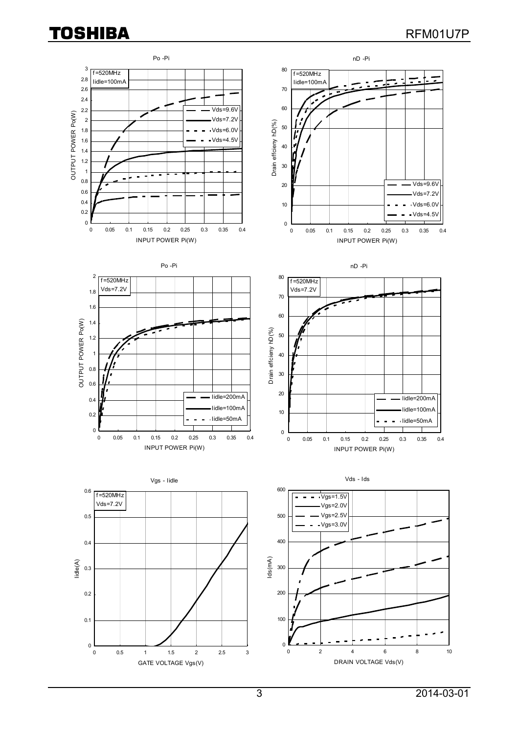Po -Pi

f=520MHz
Iidle=100mA

OUTPUT POWER Po(W)

INPUT POWER Pi(W)

Vds=9.6V
Vds=7.2V
Vds=6.0V
Vds=4.5V

nD -Pi

f=520MHz
Iidle=100mA

Drain effcieny hD(%)

INPUT POWER Pi(W)

Vds=9.6V
Vds=7.2V
Vds=6.0V
Vds=4.5V

Po -Pi

f=520MHz
Vds=7.2V

OUTPUT POWER Po(W)

INPUT POWER Pi(W)

Iidle=200mA
Iidle=100mA
Iidle=50mA

nD -Pi

f=520MHz
Vds=7.2V

Drain effcieny hD(%)

INPUT POWER Pi(W)

Iidle=200mA
Iidle=100mA
Iidle=50mA

Vgs - Iidle

f=520MHz
Vds=7.2V

Iidle(A)

GATE VOLTAGE Vgs(V)

Vds - Ids

Vgs=1.5V
Vgs=2.0V
Vgs=2.5V
Vgs=3.0V

Ids(mA)

DRAIN VOLTAGE Vds(V)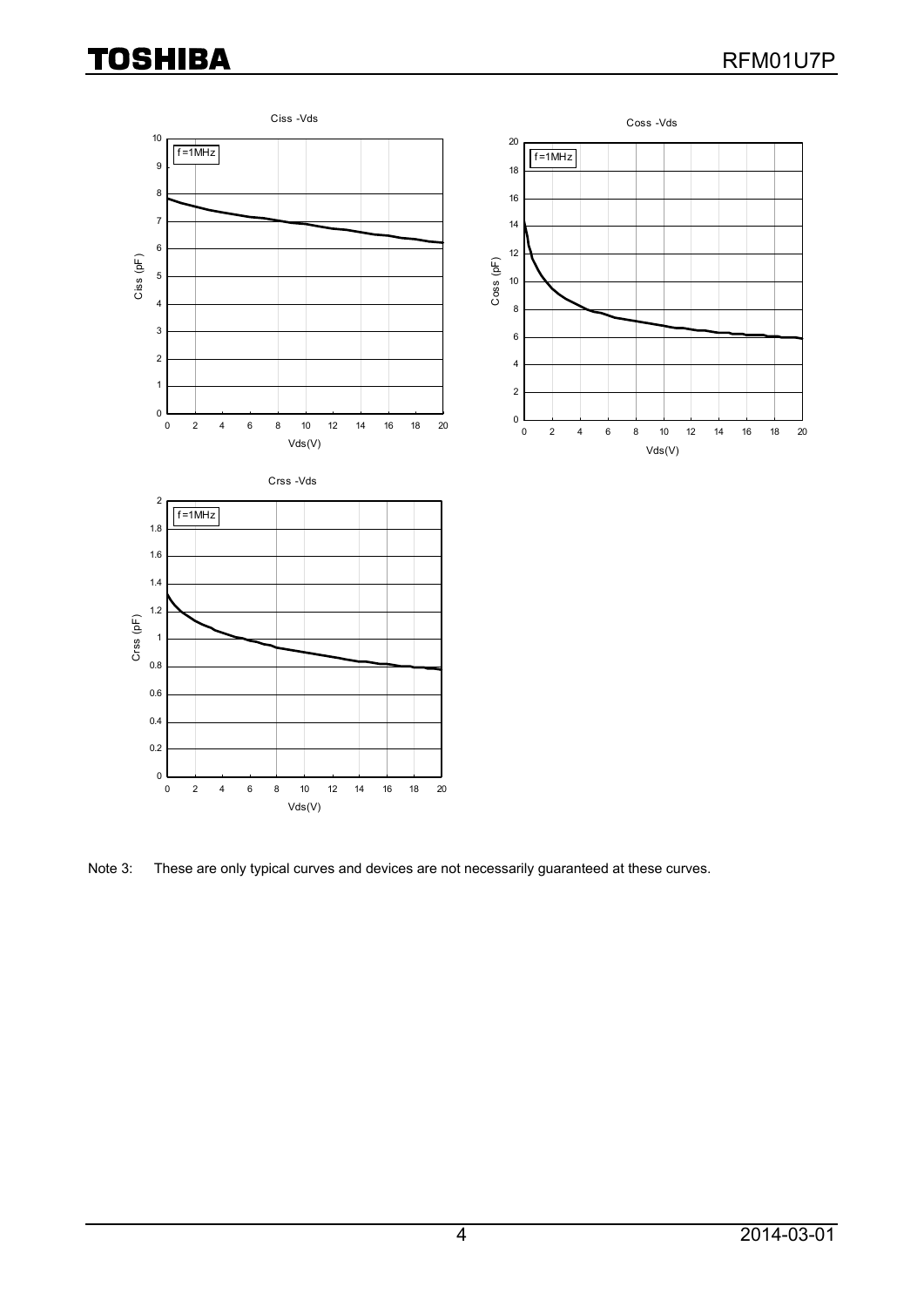Ciss -Vds

f=1MHz

Ciss (pF)

Vds(V)

Coss -Vds

f=1MHz

Coss (pF)

Vds(V)

Crss -Vds

f=1MHz

Crss (pF)

Vds(V)

Note 3: These are only typical curves and devices are not necessarily guaranteed at these curves.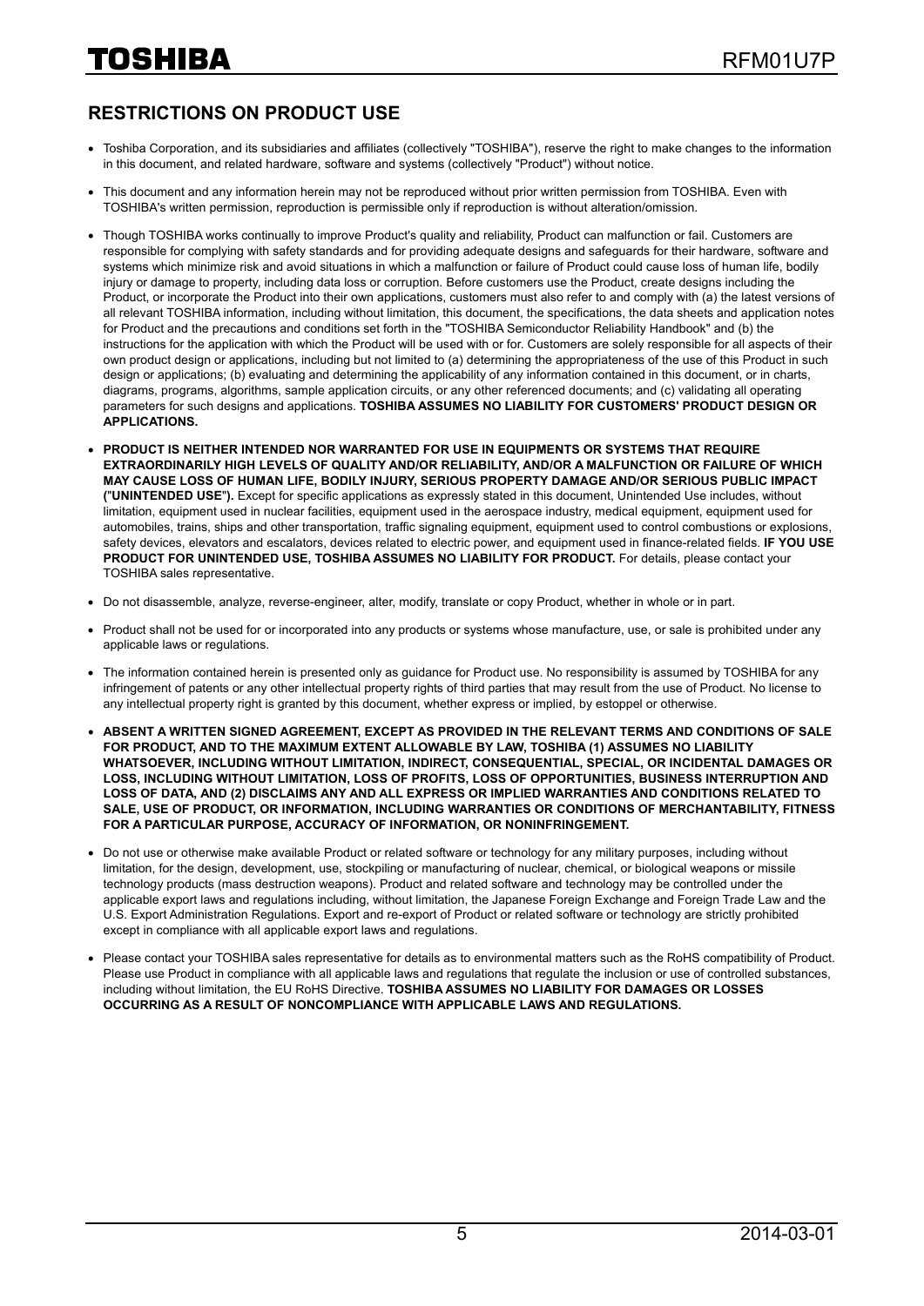## RESTRICTIONS ON PRODUCT USE

- Toshiba Corporation, and its subsidiaries and affiliates (collectively "TOSHIBA"), reserve the right to make changes to the information in this document, and related hardware, software and systems (collectively "Product") without notice.

- This document and any information herein may not be reproduced without prior written permission from TOSHIBA. Even with TOSHIBA's written permission, reproduction is permissible only if reproduction is without alteration/omission.

- Though TOSHIBA works continually to improve Product's quality and reliability, Product can malfunction or fail. Customers are responsible for complying with safety standards and for providing adequate designs and safeguards for their hardware, software and systems which minimize risk and avoid situations in which a malfunction or failure of Product could cause loss of human life, bodily injury or damage to property, including data loss or corruption. Before customers use the Product, create designs including the Product, or incorporate the Product into their own applications, customers must also refer to and comply with (a) the latest versions of all relevant TOSHIBA information, including without limitation, this document, the specifications, the data sheets and application notes for Product and the precautions and conditions set forth in the "TOSHIBA Semiconductor Reliability Handbook" and (b) the instructions for the application with which the Product will be used with or for. Customers are solely responsible for all aspects of their own product design or applications, including but not limited to (a) determining the appropriateness of the use of this Product in such design or applications; (b) evaluating and determining the applicability of any information contained in this document, or in charts, diagrams, programs, algorithms, sample application circuits, or any other referenced documents; and (c) validating all operating parameters for such designs and applications. **TOSHIBA ASSUMES NO LIABILITY FOR CUSTOMERS' PRODUCT DESIGN OR APPLICATIONS.**

- **PRODUCT IS NEITHER INTENDED NOR WARRANTED FOR USE IN EQUIPMENTS OR SYSTEMS THAT REQUIRE EXTRAORDINARILY HIGH LEVELS OF QUALITY AND/OR RELIABILITY, AND/OR A MALFUNCTION OR FAILURE OF WHICH MAY CAUSE LOSS OF HUMAN LIFE, BODILY INJURY, SERIOUS PROPERTY DAMAGE AND/OR SERIOUS PUBLIC IMPACT ("UNINTENDED USE").** Except for specific applications as expressly stated in this document, Unintended Use includes, without limitation, equipment used in nuclear facilities, equipment used in the aerospace industry, medical equipment, equipment used for automobiles, trains, ships and other transportation, traffic signaling equipment, equipment used to control combustions or explosions, safety devices, elevators and escalators, devices related to electric power, and equipment used in finance-related fields. **IF YOU USE PRODUCT FOR UNINTENDED USE, TOSHIBA ASSUMES NO LIABILITY FOR PRODUCT.** For details, please contact your TOSHIBA sales representative.

- Do not disassemble, analyze, reverse-engineer, alter, modify, translate or copy Product, whether in whole or in part.

- Product shall not be used for or incorporated into any products or systems whose manufacture, use, or sale is prohibited under any applicable laws or regulations.

- The information contained herein is presented only as guidance for Product use. No responsibility is assumed by TOSHIBA for any infringement of patents or any other intellectual property rights of third parties that may result from the use of Product. No license to any intellectual property right is granted by this document, whether express or implied, by estoppel or otherwise.

- **ABSENT A WRITTEN SIGNED AGREEMENT, EXCEPT AS PROVIDED IN THE RELEVANT TERMS AND CONDITIONS OF SALE FOR PRODUCT, AND TO THE MAXIMUM EXTENT ALLOWABLE BY LAW, TOSHIBA (1) ASSUMES NO LIABILITY WHATSOEVER, INCLUDING WITHOUT LIMITATION, INDIRECT, CONSEQUENTIAL, SPECIAL, OR INCIDENTAL DAMAGES OR LOSS, INCLUDING WITHOUT LIMITATION, LOSS OF PROFITS, LOSS OF OPPORTUNITIES, BUSINESS INTERRUPTION AND LOSS OF DATA, AND (2) DISCLAIMS ANY AND ALL EXPRESS OR IMPLIED WARRANTIES AND CONDITIONS RELATED TO SALE, USE OF PRODUCT, OR INFORMATION, INCLUDING WARRANTIES OR CONDITIONS OF MERCHANTABILITY, FITNESS FOR A PARTICULAR PURPOSE, ACCURACY OF INFORMATION, OR NONINFRINGEMENT.**

- Do not use or otherwise make available Product or related software or technology for any military purposes, including without limitation, for the design, development, use, stockpiling or manufacturing of nuclear, chemical, or biological weapons or missile technology products (mass destruction weapons). Product and related software and technology may be controlled under the applicable export laws and regulations including, without limitation, the Japanese Foreign Exchange and Foreign Trade Law and the U.S. Export Administration Regulations. Export and re-export of Product or related software or technology are strictly prohibited except in compliance with all applicable export laws and regulations.

- Please contact your TOSHIBA sales representative for details as to environmental matters such as the RoHS compatibility of Product. Please use Product in compliance with all applicable laws and regulations that regulate the inclusion or use of controlled substances, including without limitation, the EU RoHS Directive. **TOSHIBA ASSUMES NO LIABILITY FOR DAMAGES OR LOSSES OCCURRING AS A RESULT OF NONCOMPLIANCE WITH APPLICABLE LAWS AND REGULATIONS.**